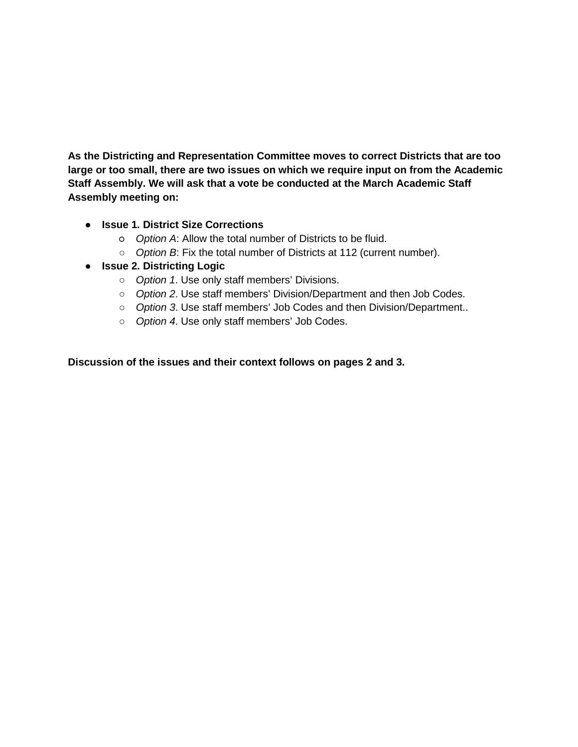**As the Districting and Representation Committee moves to correct Districts that are too large or too small, there are two issues on which we require input on from the Academic Staff Assembly. We will ask that a vote be conducted at the March Academic Staff Assembly meeting on:**

- **Issue 1. District Size Corrections**
  - *Option A*: Allow the total number of Districts to be fluid.
  - *Option B*: Fix the total number of Districts at 112 (current number).
- **Issue 2. Districting Logic**
  - *Option 1*. Use only staff members' Divisions.
  - *Option 2*. Use staff members' Division/Department and then Job Codes.
  - *Option 3*. Use staff members' Job Codes and then Division/Department..
  - *Option 4*. Use only staff members' Job Codes.

**Discussion of the issues and their context follows on pages 2 and 3.**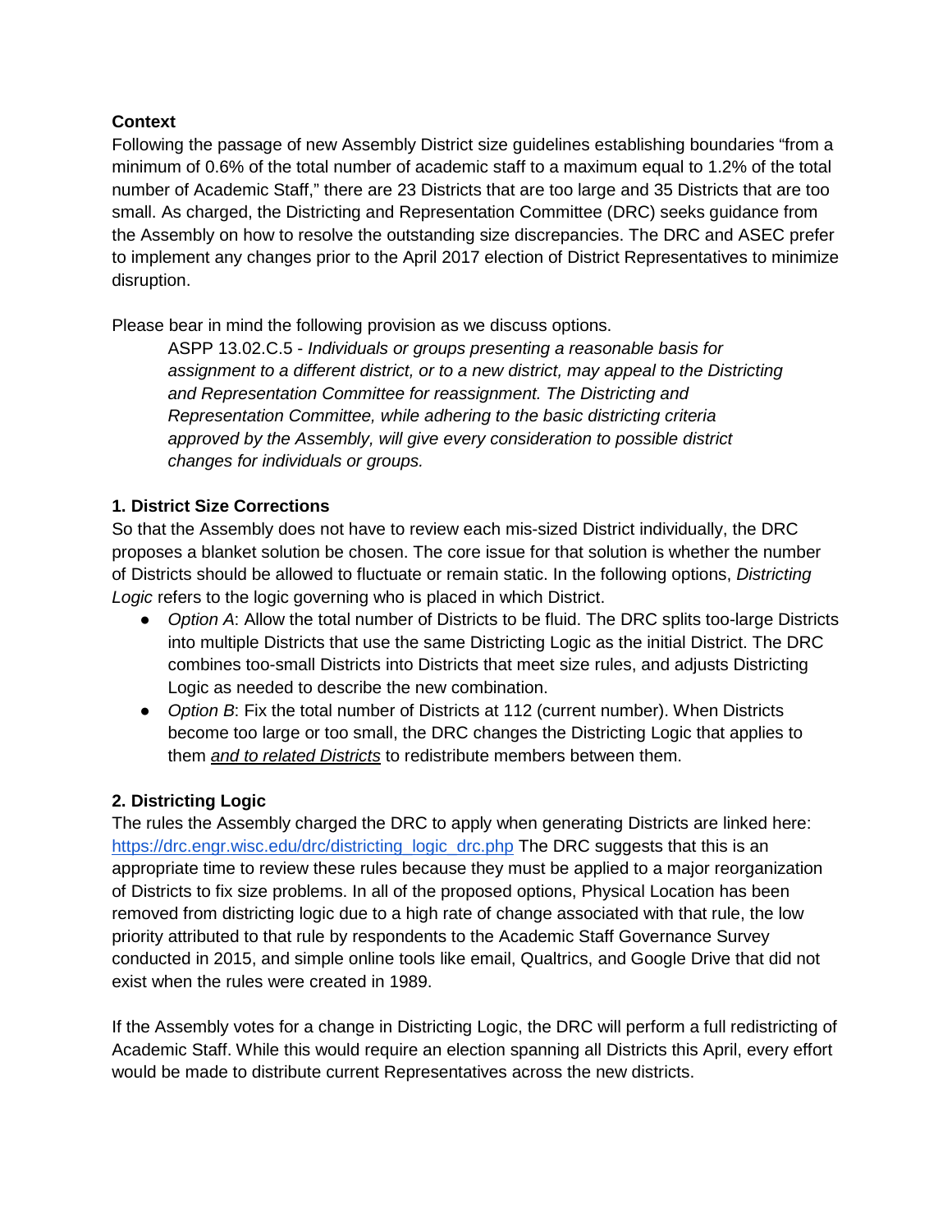**Context**

Following the passage of new Assembly District size guidelines establishing boundaries "from a minimum of 0.6% of the total number of academic staff to a maximum equal to 1.2% of the total number of Academic Staff," there are 23 Districts that are too large and 35 Districts that are too small. As charged, the Districting and Representation Committee (DRC) seeks guidance from the Assembly on how to resolve the outstanding size discrepancies. The DRC and ASEC prefer to implement any changes prior to the April 2017 election of District Representatives to minimize disruption.

Please bear in mind the following provision as we discuss options.

> ASPP 13.02.C.5 - *Individuals or groups presenting a reasonable basis for assignment to a different district, or to a new district, may appeal to the Districting and Representation Committee for reassignment. The Districting and Representation Committee, while adhering to the basic districting criteria approved by the Assembly, will give every consideration to possible district changes for individuals or groups.*

**1. District Size Corrections**

So that the Assembly does not have to review each mis-sized District individually, the DRC proposes a blanket solution be chosen. The core issue for that solution is whether the number of Districts should be allowed to fluctuate or remain static. In the following options, *Districting Logic* refers to the logic governing who is placed in which District.

- *Option A*: Allow the total number of Districts to be fluid. The DRC splits too-large Districts into multiple Districts that use the same Districting Logic as the initial District. The DRC combines too-small Districts into Districts that meet size rules, and adjusts Districting Logic as needed to describe the new combination.
- *Option B*: Fix the total number of Districts at 112 (current number). When Districts become too large or too small, the DRC changes the Districting Logic that applies to them <u>*and to related Districts*</u> to redistribute members between them.

**2. Districting Logic**

The rules the Assembly charged the DRC to apply when generating Districts are linked here: https://drc.engr.wisc.edu/drc/districting_logic_drc.php The DRC suggests that this is an appropriate time to review these rules because they must be applied to a major reorganization of Districts to fix size problems. In all of the proposed options, Physical Location has been removed from districting logic due to a high rate of change associated with that rule, the low priority attributed to that rule by respondents to the Academic Staff Governance Survey conducted in 2015, and simple online tools like email, Qualtrics, and Google Drive that did not exist when the rules were created in 1989.

If the Assembly votes for a change in Districting Logic, the DRC will perform a full redistricting of Academic Staff. While this would require an election spanning all Districts this April, every effort would be made to distribute current Representatives across the new districts.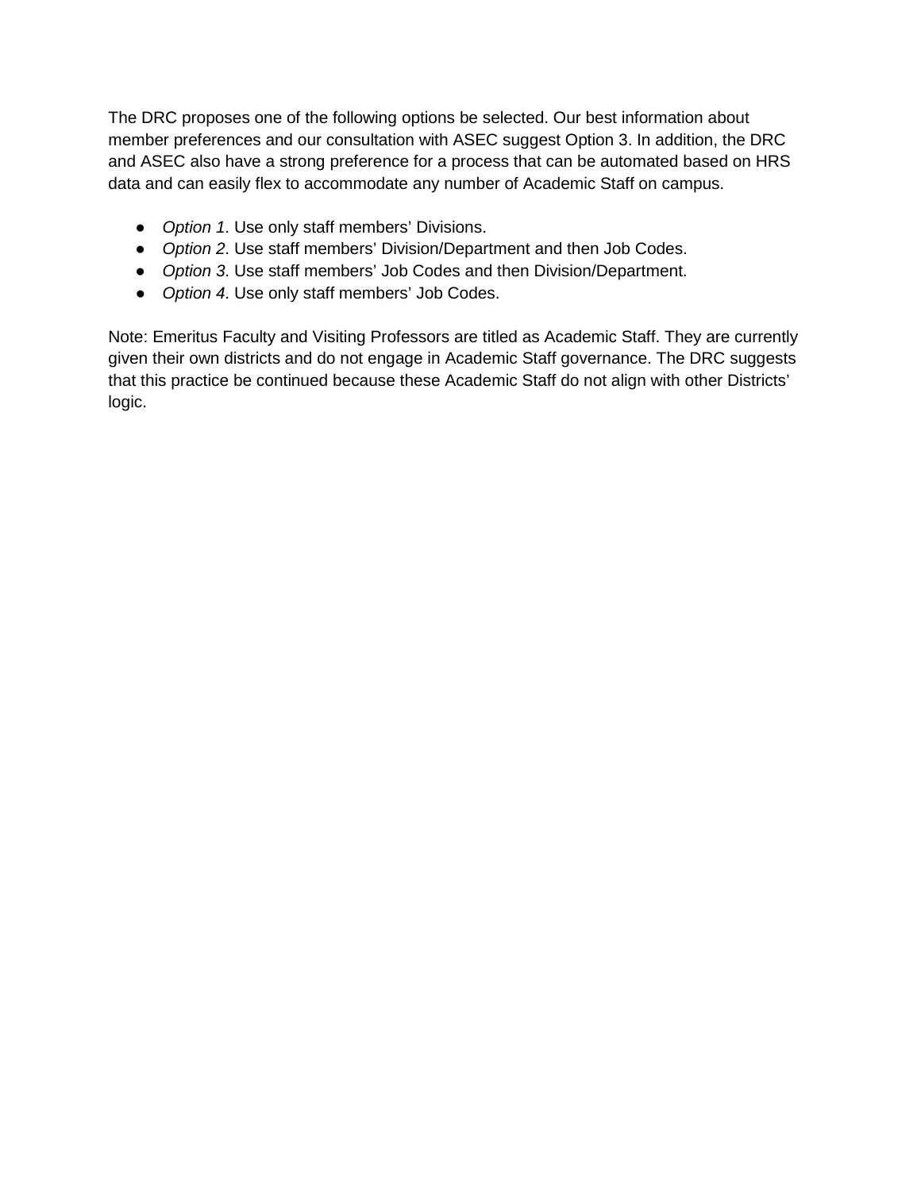The DRC proposes one of the following options be selected. Our best information about member preferences and our consultation with ASEC suggest Option 3. In addition, the DRC and ASEC also have a strong preference for a process that can be automated based on HRS data and can easily flex to accommodate any number of Academic Staff on campus.

- *Option 1*. Use only staff members' Divisions.
- *Option 2*. Use staff members' Division/Department and then Job Codes.
- *Option 3*. Use staff members' Job Codes and then Division/Department.
- *Option 4*. Use only staff members' Job Codes.

Note: Emeritus Faculty and Visiting Professors are titled as Academic Staff. They are currently given their own districts and do not engage in Academic Staff governance. The DRC suggests that this practice be continued because these Academic Staff do not align with other Districts' logic.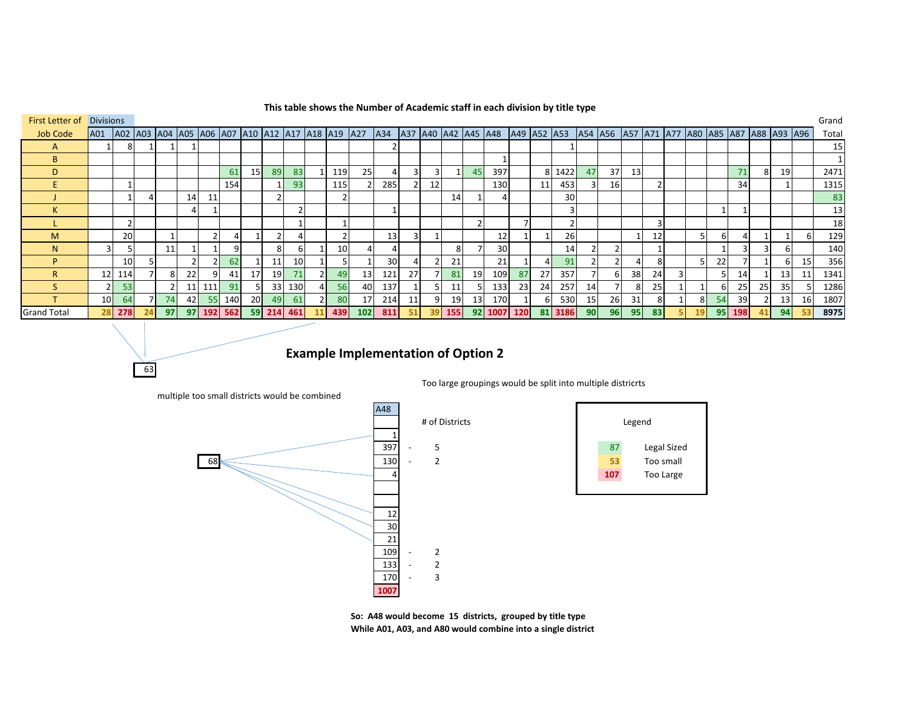**This table shows the Number of Academic staff in each division by title type**

| First Letter of Job Code | A01 | A02 | A03 | A04 | A05 | A06 | A07 | A10 | A12 | A17 | A18 | A19 | A27 | A34 | A37 | A40 | A42 | A45 | A48 | A49 | A52 | A53 | A54 | A56 | A57 | A71 | A77 | A80 | A85 | A87 | A88 | A93 | A96 | Grand Total |
|---|---|---|---|---|---|---|---|---|---|---|---|---|---|---|---|---|---|---|---|---|---|---|---|---|---|---|---|---|---|---|---|---|---|---|
| A | 1 | 8 | 1 | 1 | 1 | | | | | | | | | 2 | | | | | | | | 1 | | | | | | | | | | | | 15 |
| B | | | | | | | | | | | | | | | | | | | 1 | | | | | | | | | | | | | | | 1 |
| D | | | | | | | 61 | 15 | 89 | 83 | 1 | 119 | 25 | 4 | 3 | 3 | 1 | 45 | 397 | | 8 | 1422 | 47 | 37 | 13 | | | | | 71 | 8 | 19 | | 2471 |
| E | | 1 | | | | | 154 | | 1 | 93 | | 115 | 2 | 285 | 2 | 12 | | | 130 | | 11 | 453 | 3 | 16 | | 2 | | | | 34 | | 1 | | 1315 |
| J | | 1 | 4 | | 14 | 11 | | | 2 | | | 2 | | | | | 14 | 1 | 4 | | | 30 | | | | | | | | | | | | 83 |
| K | | | | | 4 | 1 | | | | 2 | | | | 1 | | | | | | | | 3 | | | | | | | 1 | 1 | | | | 13 |
| L | | 2 | | | | | | | | 1 | | 1 | | | | | | 2 | | 7 | | 2 | | | | 3 | | | | | | | | 18 |
| M | | 20 | | 1 | | 2 | 4 | 1 | 2 | 4 | | 2 | | 13 | 3 | 1 | | | 12 | 1 | 1 | 26 | | | 1 | 12 | | 5 | 6 | 4 | 1 | 1 | 6 | 129 |
| N | 3 | 5 | | 11 | 1 | 1 | 9 | | 8 | 6 | 1 | 10 | 4 | 4 | | | 8 | 7 | 30 | | | 14 | 2 | 2 | | 1 | | | 1 | 3 | 3 | 6 | | 140 |
| P | | 10 | 5 | | 2 | 2 | 62 | 1 | 11 | 10 | 1 | 5 | 1 | 30 | 4 | 2 | 21 | | 21 | 1 | 4 | 91 | 2 | 2 | 4 | 8 | | 5 | 22 | 7 | 1 | 6 | 15 | 356 |
| R | 12 | 114 | 7 | 8 | 22 | 9 | 41 | 17 | 19 | 71 | 2 | 49 | 13 | 121 | 27 | 7 | 81 | 19 | 109 | 87 | 27 | 357 | 7 | 6 | 38 | 24 | 3 | | 5 | 14 | 1 | 13 | 11 | 1341 |
| S | 2 | 53 | | 2 | 11 | 111 | 91 | 5 | 33 | 130 | 4 | 56 | 40 | 137 | 1 | 5 | 11 | 5 | 133 | 23 | 24 | 257 | 14 | 7 | 8 | 25 | 1 | 1 | 6 | 25 | 25 | 35 | 5 | 1286 |
| T | 10 | 64 | 7 | 74 | 42 | 55 | 140 | 20 | 49 | 61 | 2 | 80 | 17 | 214 | 11 | 9 | 19 | 13 | 170 | 1 | 6 | 530 | 15 | 26 | 31 | 8 | 1 | 8 | 54 | 39 | 2 | 13 | 16 | 1807 |
| **Grand Total** | **28** | **278** | **24** | **97** | **97** | **192** | **562** | **59** | **214** | **461** | **11** | **439** | **102** | **811** | **51** | **39** | **155** | **92** | **1007** | **120** | **81** | **3186** | **90** | **96** | **95** | **83** | **5** | **19** | **95** | **198** | **41** | **94** | **53** | **8975** |

## Example Implementation of Option 2

63

multiple too small districts would be combined

68

Too large groupings would be split into multiple districrts

| A48 | # of Districts |
|---|---|
| | |
| 1 | |
| 397 | 5 |
| 130 | 2 |
| 4 | |
| | |
| | |
| 12 | |
| 30 | |
| 21 | |
| 109 | 2 |
| 133 | 2 |
| 170 | 3 |
| **1007** | |

**Legend**

| | |
|---|---|
| 87 | Legal Sized |
| 53 | Too small |
| 107 | Too Large |

**So: A48 would become 15 districts, grouped by title type**
**While A01, A03, and A80 would combine into a single district**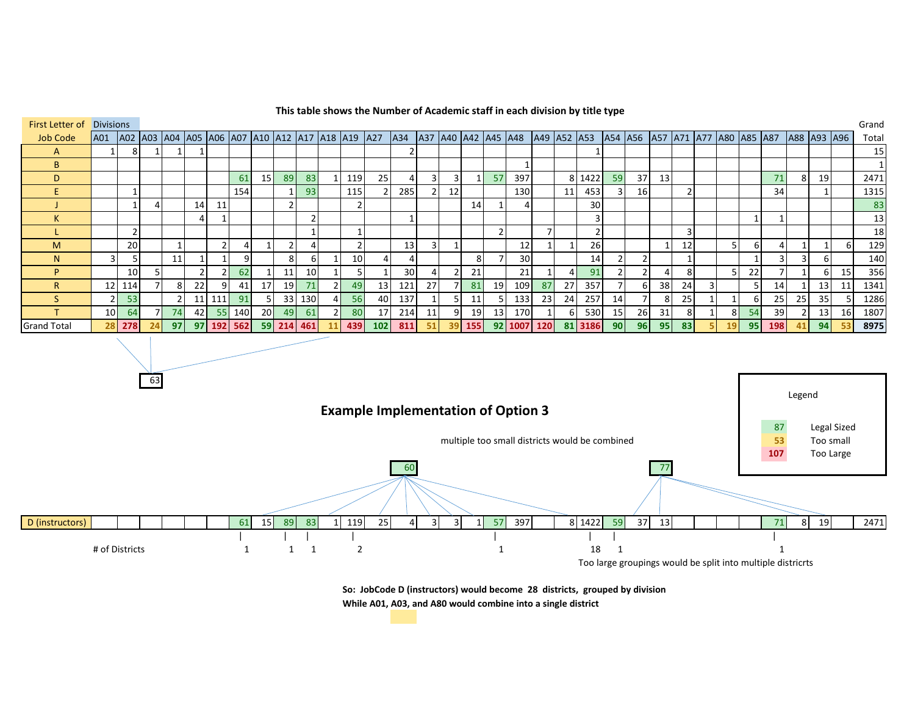**This table shows the Number of Academic staff in each division by title type**

| First Letter of Job Code | Divisions A01 | A02 | A03 | A04 | A05 | A06 | A07 | A10 | A12 | A17 | A18 | A19 | A27 | A34 | A37 | A40 | A42 | A45 | A48 | A49 | A52 | A53 | A54 | A56 | A57 | A71 | A77 | A80 | A85 | A87 | A88 | A93 | A96 | Grand Total |
|---|---|---|---|---|---|---|---|---|---|---|---|---|---|---|---|---|---|---|---|---|---|---|---|---|---|---|---|---|---|---|---|---|---|---|
| A | 1 | 8 | 1 | 1 | 1 | | | | | | | | | 2 | | | | | | | | 1 | | | | | | | | | | | | 15 |
| B | | | | | | | | | | | | | | | | | | | 1 | | | | | | | | | | | | | | | 1 |
| D | | | | | | | 61 | 15 | 89 | 83 | 1 | 119 | 25 | 4 | 3 | 3 | 1 | 57 | 397 | | 8 | 1422 | 59 | 37 | 13 | | | | | 71 | 8 | 19 | | 2471 |
| E | | 1 | | | | | 154 | | 1 | 93 | | 115 | 2 | 285 | 2 | 12 | | | 130 | | 11 | 453 | 3 | 16 | | 2 | | | | 34 | | 1 | | 1315 |
| J | | 1 | 4 | | 14 | 11 | | | 2 | | | 2 | | | | | 14 | 1 | 4 | | | 30 | | | | | | | | | | | | 83 |
| K | | | | | 4 | 1 | | | | 2 | | | | 1 | | | | | | | | 3 | | | | | | | 1 | 1 | | | | 13 |
| L | | 2 | | | | | | | | 1 | | 1 | | | | | | 2 | | 7 | | 2 | | | | 3 | | | | | | | | 18 |
| M | | 20 | | 1 | | 2 | 4 | 1 | 2 | 4 | | 2 | | 13 | 3 | 1 | | | 12 | 1 | 1 | 26 | | | 1 | 12 | | 5 | 6 | 4 | 1 | 1 | 6 | 129 |
| N | 3 | 5 | | 11 | 1 | 1 | 9 | | 8 | 6 | 1 | 10 | 4 | 4 | | | 8 | 7 | 30 | | | 14 | 2 | 2 | | 1 | | | 1 | 3 | 3 | 6 | | 140 |
| P | | 10 | 5 | | 2 | 2 | 62 | 1 | 11 | 10 | 1 | 5 | 1 | 30 | 4 | 2 | 21 | | 21 | 1 | 4 | 91 | 2 | 2 | 4 | 8 | | 5 | 22 | 7 | 1 | 6 | 15 | 356 |
| R | 12 | 114 | 7 | 8 | 22 | 9 | 41 | 17 | 19 | 71 | 2 | 49 | 13 | 121 | 27 | 7 | 81 | 19 | 109 | 87 | 27 | 357 | 7 | 6 | 38 | 24 | 3 | | 5 | 14 | 1 | 13 | 11 | 1341 |
| S | 2 | 53 | | 2 | 11 | 111 | 91 | 5 | 33 | 130 | 4 | 56 | 40 | 137 | 1 | 5 | 11 | 5 | 133 | 23 | 24 | 257 | 14 | 7 | 8 | 25 | 1 | 1 | 6 | 25 | 25 | 35 | 5 | 1286 |
| T | 10 | 64 | 7 | 74 | 42 | 55 | 140 | 20 | 49 | 61 | 2 | 80 | 17 | 214 | 11 | 9 | 19 | 13 | 170 | 1 | 6 | 530 | 15 | 26 | 31 | 8 | 1 | 8 | 54 | 39 | 2 | 13 | 16 | 1807 |
| Grand Total | 28 | 278 | 24 | 97 | 97 | 192 | 562 | 59 | 214 | 461 | 11 | 439 | 102 | 811 | 51 | 39 | 155 | 92 | 1007 | 120 | 81 | 3186 | 90 | 96 | 95 | 83 | 5 | 19 | 95 | 198 | 41 | 94 | 53 | 8975 |

63 (A01 + A03 + A80)

Legend

- 87 Legal Sized
- 53 Too small
- 107 Too Large

## Example Implementation of Option 3

multiple too small districts would be combined

60 (A10 + A18 + A27 + A34 + A37 + A40 + A42 + A52)

77 (A56 + A57 + A88 + A93)

| | A01 | A02 | A03 | A04 | A05 | A06 | A07 | A10 | A12 | A17 | A18 | A19 | A27 | A34 | A37 | A40 | A42 | A45 | A48 | A49 | A52 | A53 | A54 | A56 | A57 | A71 | A77 | A80 | A85 | A87 | A88 | A93 | A96 | Total |
|---|---|---|---|---|---|---|---|---|---|---|---|---|---|---|---|---|---|---|---|---|---|---|---|---|---|---|---|---|---|---|---|---|---|---|
| D (instructors) | | | | | | | 61 | 15 | 89 | 83 | 1 | 119 | 25 | 4 | 3 | 3 | 1 | 57 | 397 | | 8 | 1422 | 59 | 37 | 13 | | | | | 71 | 8 | 19 | | 2471 |
| # of Districts | | | | | | | 1 | | 1 | 1 | | 2 | | | | | | 1 | | | | 18 | 1 | | | | | | | 1 | | | | |

Too large groupings would be split into multiple districrts

**So: JobCode D (instructors) would become 28 districts, grouped by division**

**While A01, A03, and A80 would combine into a single district**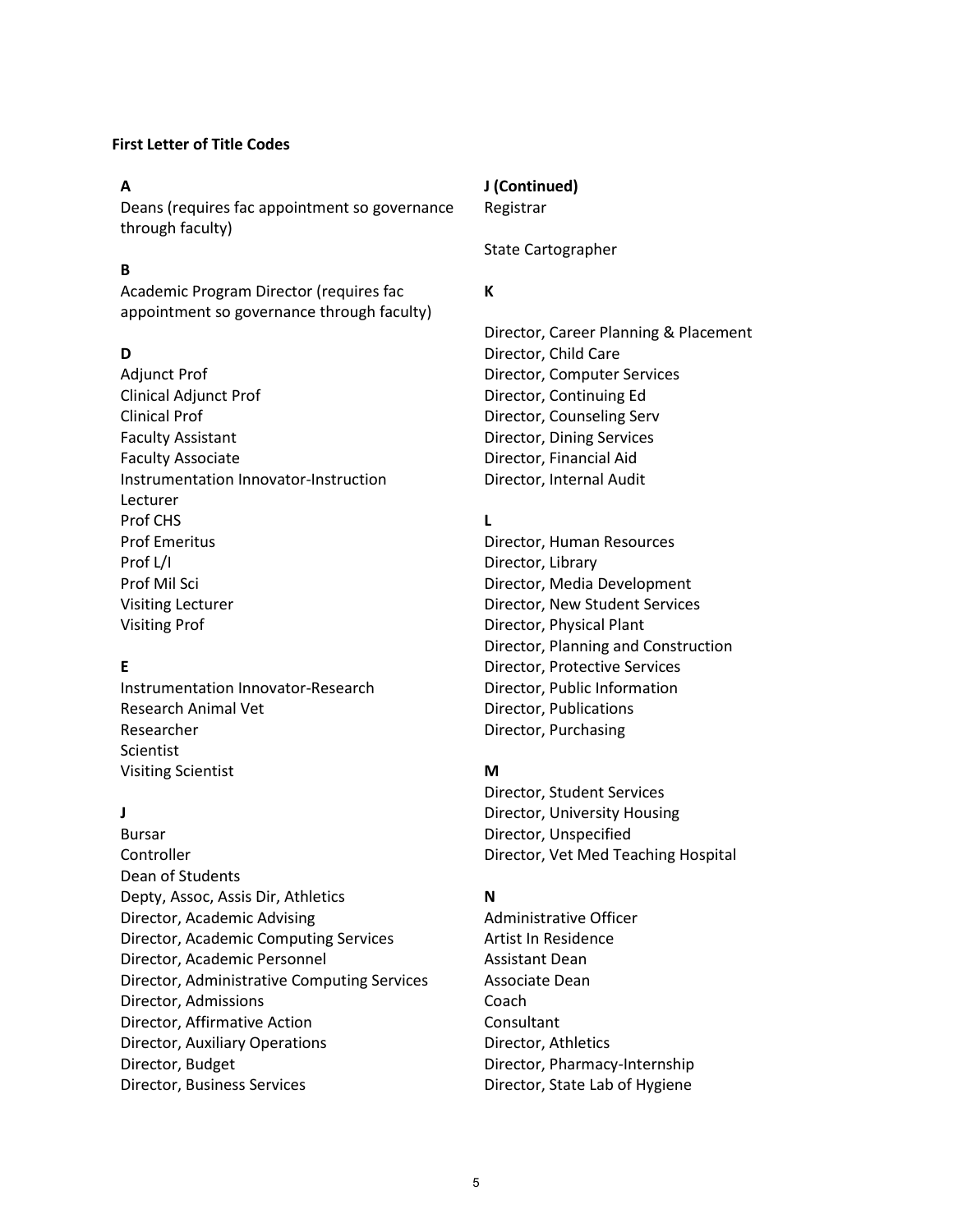**First Letter of Title Codes**

**A**

Deans (requires fac appointment so governance through faculty)

**B**

Academic Program Director (requires fac appointment so governance through faculty)

**D**

Adjunct Prof
Clinical Adjunct Prof
Clinical Prof
Faculty Assistant
Faculty Associate
Instrumentation Innovator-Instruction
Lecturer
Prof CHS
Prof Emeritus
Prof L/I
Prof Mil Sci
Visiting Lecturer
Visiting Prof

**E**

Instrumentation Innovator-Research
Research Animal Vet
Researcher
Scientist
Visiting Scientist

**J**

Bursar
Controller
Dean of Students
Depty, Assoc, Assis Dir, Athletics
Director, Academic Advising
Director, Academic Computing Services
Director, Academic Personnel
Director, Administrative Computing Services
Director, Admissions
Director, Affirmative Action
Director, Auxiliary Operations
Director, Budget
Director, Business Services

**J (Continued)**

Registrar

State Cartographer

**K**

Director, Career Planning & Placement
Director, Child Care
Director, Computer Services
Director, Continuing Ed
Director, Counseling Serv
Director, Dining Services
Director, Financial Aid
Director, Internal Audit

**L**

Director, Human Resources
Director, Library
Director, Media Development
Director, New Student Services
Director, Physical Plant
Director, Planning and Construction
Director, Protective Services
Director, Public Information
Director, Publications
Director, Purchasing

**M**

Director, Student Services
Director, University Housing
Director, Unspecified
Director, Vet Med Teaching Hospital

**N**

Administrative Officer
Artist In Residence
Assistant Dean
Associate Dean
Coach
Consultant
Director, Athletics
Director, Pharmacy-Internship
Director, State Lab of Hygiene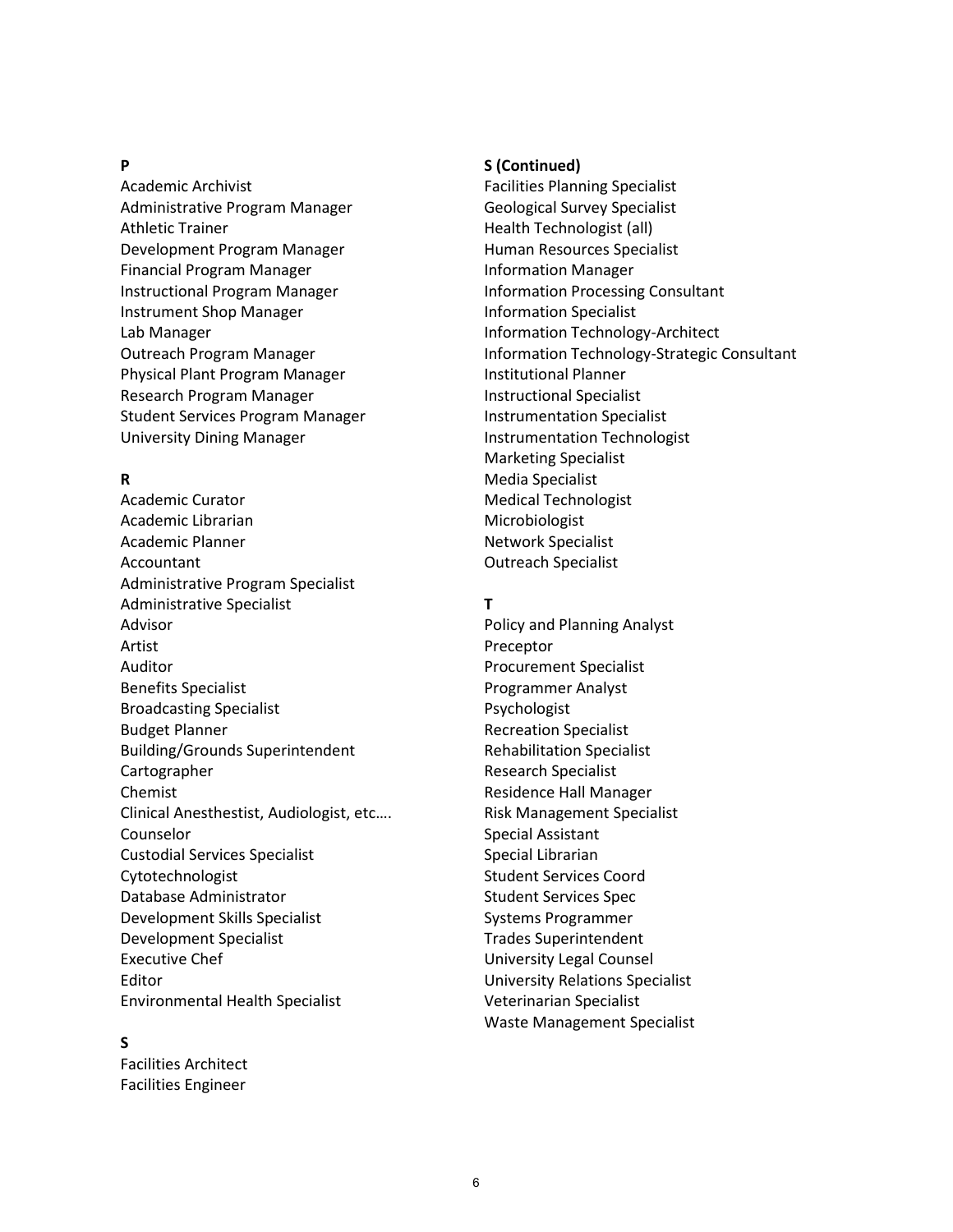**P**

Academic Archivist
Administrative Program Manager
Athletic Trainer
Development Program Manager
Financial Program Manager
Instructional Program Manager
Instrument Shop Manager
Lab Manager
Outreach Program Manager
Physical Plant Program Manager
Research Program Manager
Student Services Program Manager
University Dining Manager

**R**

Academic Curator
Academic Librarian
Academic Planner
Accountant
Administrative Program Specialist
Administrative Specialist
Advisor
Artist
Auditor
Benefits Specialist
Broadcasting Specialist
Budget Planner
Building/Grounds Superintendent
Cartographer
Chemist
Clinical Anesthestist, Audiologist, etc….
Counselor
Custodial Services Specialist
Cytotechnologist
Database Administrator
Development Skills Specialist
Development Specialist
Executive Chef
Editor
Environmental Health Specialist

**S**

Facilities Architect
Facilities Engineer

**S (Continued)**

Facilities Planning Specialist
Geological Survey Specialist
Health Technologist (all)
Human Resources Specialist
Information Manager
Information Processing Consultant
Information Specialist
Information Technology-Architect
Information Technology-Strategic Consultant
Institutional Planner
Instructional Specialist
Instrumentation Specialist
Instrumentation Technologist
Marketing Specialist
Media Specialist
Medical Technologist
Microbiologist
Network Specialist
Outreach Specialist

**T**

Policy and Planning Analyst
Preceptor
Procurement Specialist
Programmer Analyst
Psychologist
Recreation Specialist
Rehabilitation Specialist
Research Specialist
Residence Hall Manager
Risk Management Specialist
Special Assistant
Special Librarian
Student Services Coord
Student Services Spec
Systems Programmer
Trades Superintendent
University Legal Counsel
University Relations Specialist
Veterinarian Specialist
Waste Management Specialist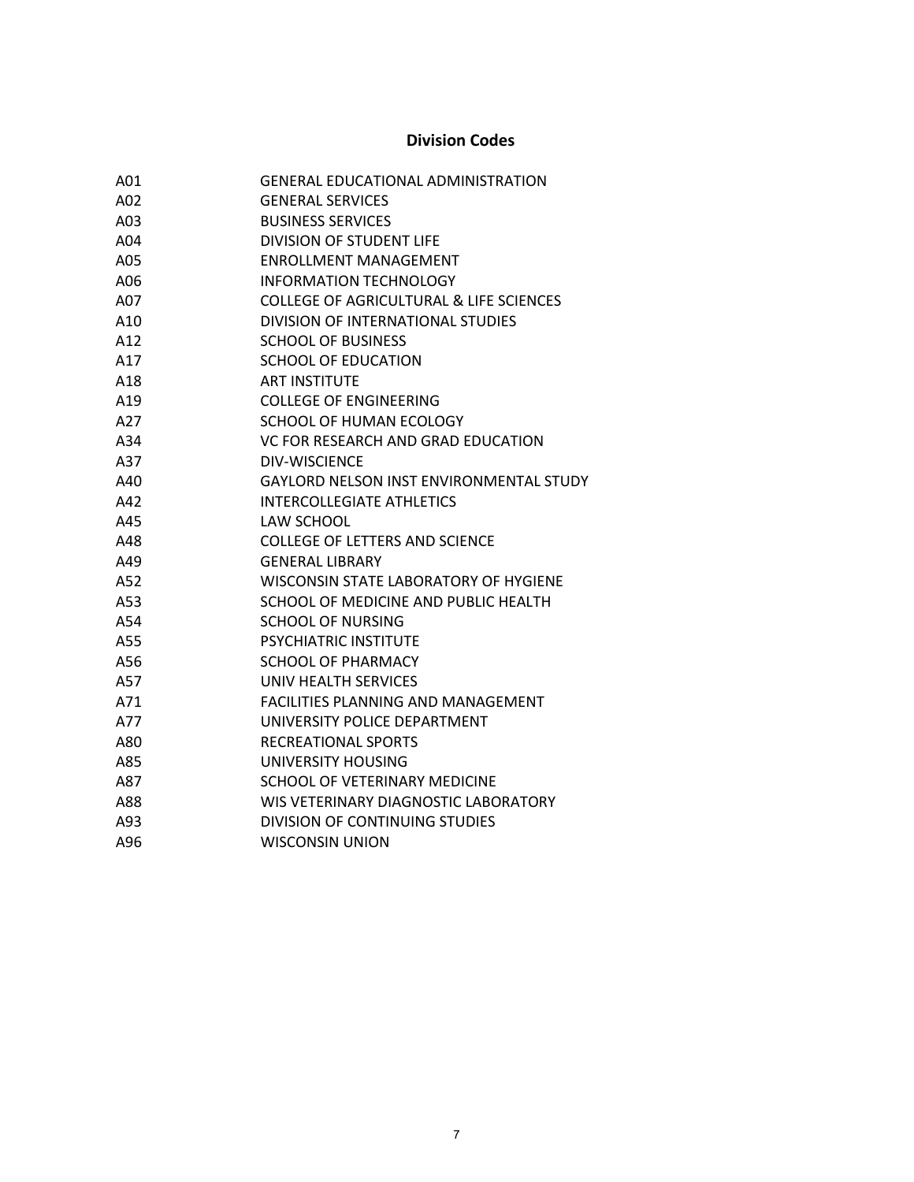## Division Codes

| | |
|---|---|
| A01 | GENERAL EDUCATIONAL ADMINISTRATION |
| A02 | GENERAL SERVICES |
| A03 | BUSINESS SERVICES |
| A04 | DIVISION OF STUDENT LIFE |
| A05 | ENROLLMENT MANAGEMENT |
| A06 | INFORMATION TECHNOLOGY |
| A07 | COLLEGE OF AGRICULTURAL & LIFE SCIENCES |
| A10 | DIVISION OF INTERNATIONAL STUDIES |
| A12 | SCHOOL OF BUSINESS |
| A17 | SCHOOL OF EDUCATION |
| A18 | ART INSTITUTE |
| A19 | COLLEGE OF ENGINEERING |
| A27 | SCHOOL OF HUMAN ECOLOGY |
| A34 | VC FOR RESEARCH AND GRAD EDUCATION |
| A37 | DIV-WISCIENCE |
| A40 | GAYLORD NELSON INST ENVIRONMENTAL STUDY |
| A42 | INTERCOLLEGIATE ATHLETICS |
| A45 | LAW SCHOOL |
| A48 | COLLEGE OF LETTERS AND SCIENCE |
| A49 | GENERAL LIBRARY |
| A52 | WISCONSIN STATE LABORATORY OF HYGIENE |
| A53 | SCHOOL OF MEDICINE AND PUBLIC HEALTH |
| A54 | SCHOOL OF NURSING |
| A55 | PSYCHIATRIC INSTITUTE |
| A56 | SCHOOL OF PHARMACY |
| A57 | UNIV HEALTH SERVICES |
| A71 | FACILITIES PLANNING AND MANAGEMENT |
| A77 | UNIVERSITY POLICE DEPARTMENT |
| A80 | RECREATIONAL SPORTS |
| A85 | UNIVERSITY HOUSING |
| A87 | SCHOOL OF VETERINARY MEDICINE |
| A88 | WIS VETERINARY DIAGNOSTIC LABORATORY |
| A93 | DIVISION OF CONTINUING STUDIES |
| A96 | WISCONSIN UNION |